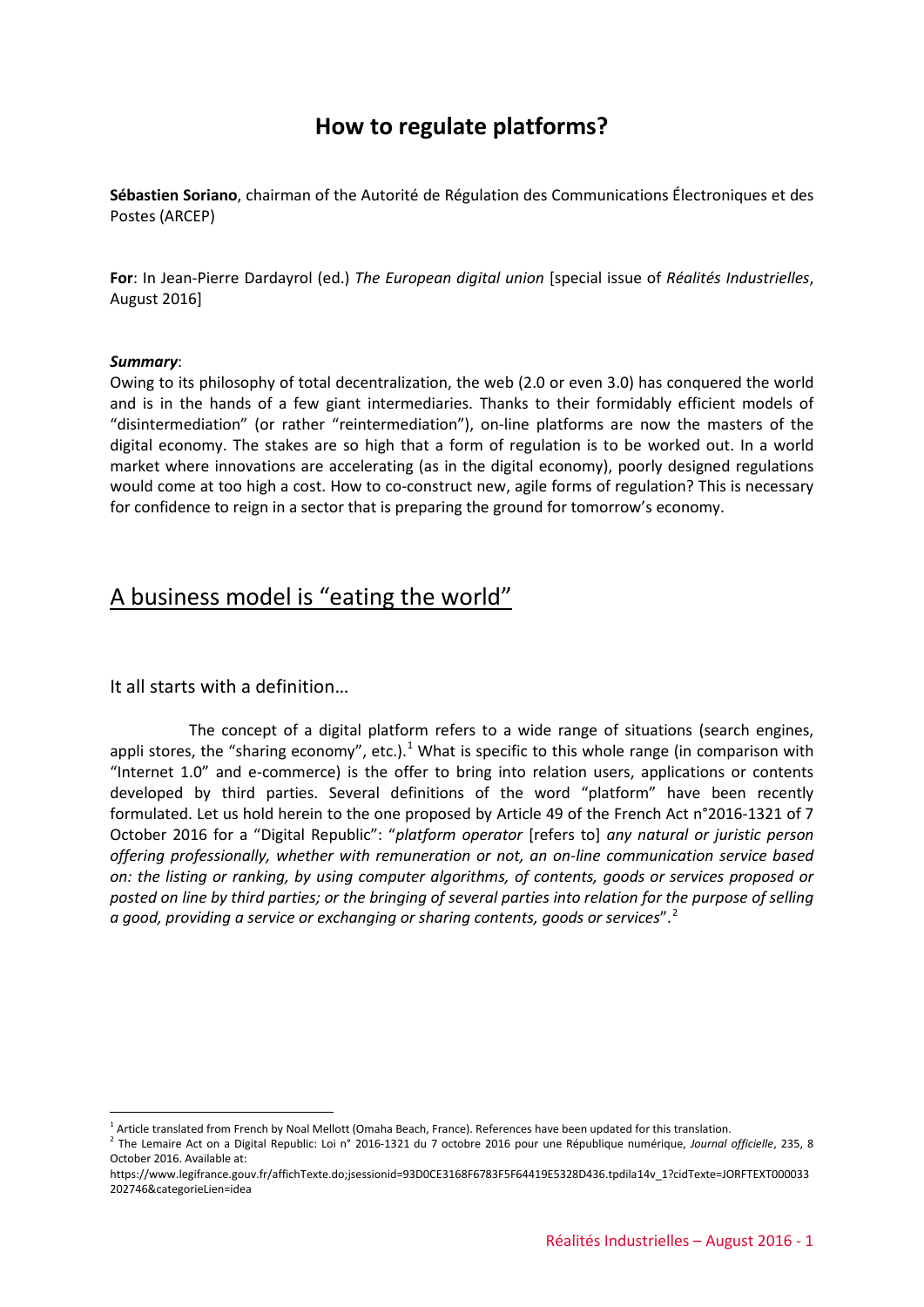# How to regulate platforms?

**Sébastien Soriano**, chairman of the Autorité de Régulation des Communications Électroniques et des Postes (ARCEP)

**For**: In Jean-Pierre Dardayrol (ed.) *The European digital union* [special issue of *Réalités Industrielles*, August 2016]

***Summary***:
Owing to its philosophy of total decentralization, the web (2.0 or even 3.0) has conquered the world and is in the hands of a few giant intermediaries. Thanks to their formidably efficient models of "disintermediation" (or rather "reintermediation"), on-line platforms are now the masters of the digital economy. The stakes are so high that a form of regulation is to be worked out. In a world market where innovations are accelerating (as in the digital economy), poorly designed regulations would come at too high a cost. How to co-construct new, agile forms of regulation? This is necessary for confidence to reign in a sector that is preparing the ground for tomorrow's economy.

## A business model is "eating the world"

### It all starts with a definition…

The concept of a digital platform refers to a wide range of situations (search engines, appli stores, the "sharing economy", etc.).[1] What is specific to this whole range (in comparison with "Internet 1.0" and e-commerce) is the offer to bring into relation users, applications or contents developed by third parties. Several definitions of the word "platform" have been recently formulated. Let us hold herein to the one proposed by Article 49 of the French Act n°2016-1321 of 7 October 2016 for a "Digital Republic": "*platform operator* [refers to] *any natural or juristic person offering professionally, whether with remuneration or not, an on-line communication service based on: the listing or ranking, by using computer algorithms, of contents, goods or services proposed or posted on line by third parties; or the bringing of several parties into relation for the purpose of selling a good, providing a service or exchanging or sharing contents, goods or services*".[2]

---

[1] Article translated from French by Noal Mellott (Omaha Beach, France). References have been updated for this translation.

[2] The Lemaire Act on a Digital Republic: Loi n° 2016-1321 du 7 octobre 2016 pour une République numérique, *Journal officielle*, 235, 8 October 2016. Available at:
https://www.legifrance.gouv.fr/affichTexte.do;jsessionid=93D0CE3168F6783F5F64419E5328D436.tpdila14v_1?cidTexte=JORFTEXT000033202746&categorieLien=idea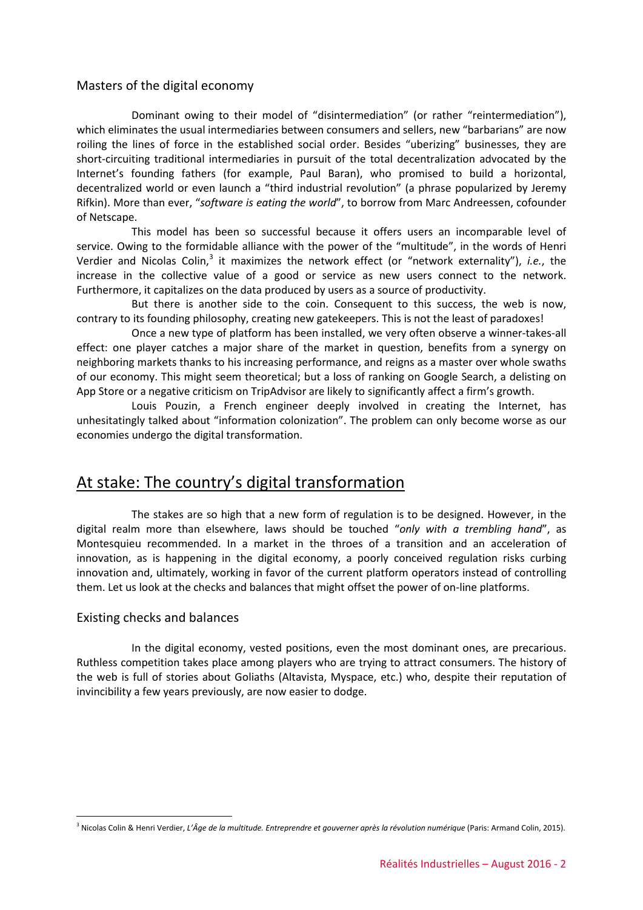### Masters of the digital economy

Dominant owing to their model of "disintermediation" (or rather "reintermediation"), which eliminates the usual intermediaries between consumers and sellers, new "barbarians" are now roiling the lines of force in the established social order. Besides "uberizing" businesses, they are short-circuiting traditional intermediaries in pursuit of the total decentralization advocated by the Internet's founding fathers (for example, Paul Baran), who promised to build a horizontal, decentralized world or even launch a "third industrial revolution" (a phrase popularized by Jeremy Rifkin). More than ever, "*software is eating the world*", to borrow from Marc Andreessen, cofounder of Netscape.

This model has been so successful because it offers users an incomparable level of service. Owing to the formidable alliance with the power of the "multitude", in the words of Henri Verdier and Nicolas Colin,[3] it maximizes the network effect (or "network externality"), *i.e.*, the increase in the collective value of a good or service as new users connect to the network. Furthermore, it capitalizes on the data produced by users as a source of productivity.

But there is another side to the coin. Consequent to this success, the web is now, contrary to its founding philosophy, creating new gatekeepers. This is not the least of paradoxes!

Once a new type of platform has been installed, we very often observe a winner-takes-all effect: one player catches a major share of the market in question, benefits from a synergy on neighboring markets thanks to his increasing performance, and reigns as a master over whole swaths of our economy. This might seem theoretical; but a loss of ranking on Google Search, a delisting on App Store or a negative criticism on TripAdvisor are likely to significantly affect a firm's growth.

Louis Pouzin, a French engineer deeply involved in creating the Internet, has unhesitatingly talked about "information colonization". The problem can only become worse as our economies undergo the digital transformation.

## At stake: The country's digital transformation

The stakes are so high that a new form of regulation is to be designed. However, in the digital realm more than elsewhere, laws should be touched "*only with a trembling hand*", as Montesquieu recommended. In a market in the throes of a transition and an acceleration of innovation, as is happening in the digital economy, a poorly conceived regulation risks curbing innovation and, ultimately, working in favor of the current platform operators instead of controlling them. Let us look at the checks and balances that might offset the power of on-line platforms.

### Existing checks and balances

In the digital economy, vested positions, even the most dominant ones, are precarious. Ruthless competition takes place among players who are trying to attract consumers. The history of the web is full of stories about Goliaths (Altavista, Myspace, etc.) who, despite their reputation of invincibility a few years previously, are now easier to dodge.

---

[3] Nicolas Colin & Henri Verdier, *L'Âge de la multitude. Entreprendre et gouverner après la révolution numérique* (Paris: Armand Colin, 2015).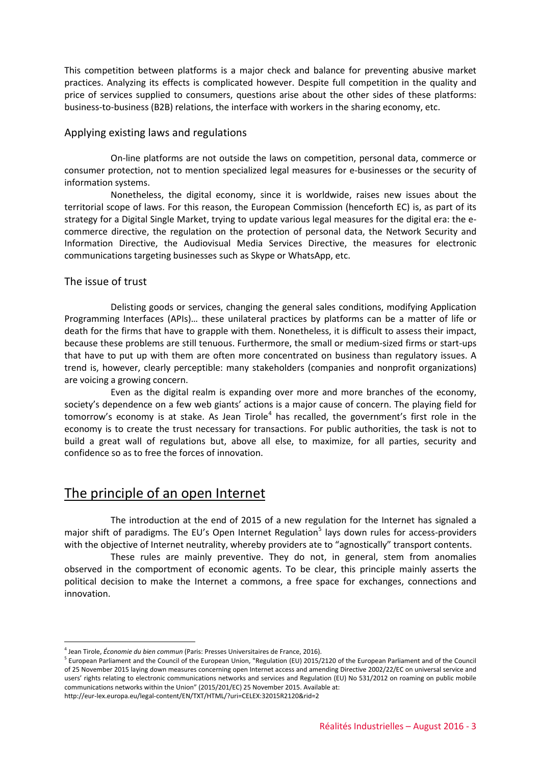This competition between platforms is a major check and balance for preventing abusive market practices. Analyzing its effects is complicated however. Despite full competition in the quality and price of services supplied to consumers, questions arise about the other sides of these platforms: business-to-business (B2B) relations, the interface with workers in the sharing economy, etc.

### Applying existing laws and regulations

On-line platforms are not outside the laws on competition, personal data, commerce or consumer protection, not to mention specialized legal measures for e-businesses or the security of information systems.

Nonetheless, the digital economy, since it is worldwide, raises new issues about the territorial scope of laws. For this reason, the European Commission (henceforth EC) is, as part of its strategy for a Digital Single Market, trying to update various legal measures for the digital era: the e-commerce directive, the regulation on the protection of personal data, the Network Security and Information Directive, the Audiovisual Media Services Directive, the measures for electronic communications targeting businesses such as Skype or WhatsApp, etc.

### The issue of trust

Delisting goods or services, changing the general sales conditions, modifying Application Programming Interfaces (APIs)… these unilateral practices by platforms can be a matter of life or death for the firms that have to grapple with them. Nonetheless, it is difficult to assess their impact, because these problems are still tenuous. Furthermore, the small or medium-sized firms or start-ups that have to put up with them are often more concentrated on business than regulatory issues. A trend is, however, clearly perceptible: many stakeholders (companies and nonprofit organizations) are voicing a growing concern.

Even as the digital realm is expanding over more and more branches of the economy, society's dependence on a few web giants' actions is a major cause of concern. The playing field for tomorrow's economy is at stake. As Jean Tirole[4] has recalled, the government's first role in the economy is to create the trust necessary for transactions. For public authorities, the task is not to build a great wall of regulations but, above all else, to maximize, for all parties, security and confidence so as to free the forces of innovation.

## The principle of an open Internet

The introduction at the end of 2015 of a new regulation for the Internet has signaled a major shift of paradigms. The EU's Open Internet Regulation[5] lays down rules for access-providers with the objective of Internet neutrality, whereby providers ate to "agnostically" transport contents.

These rules are mainly preventive. They do not, in general, stem from anomalies observed in the comportment of economic agents. To be clear, this principle mainly asserts the political decision to make the Internet a commons, a free space for exchanges, connections and innovation.

---

[4] Jean Tirole, *Économie du bien commun* (Paris: Presses Universitaires de France, 2016).

[5] European Parliament and the Council of the European Union, "Regulation (EU) 2015/2120 of the European Parliament and of the Council of 25 November 2015 laying down measures concerning open Internet access and amending Directive 2002/22/EC on universal service and users' rights relating to electronic communications networks and services and Regulation (EU) No 531/2012 on roaming on public mobile communications networks within the Union" (2015/201/EC) 25 November 2015. Available at: http://eur-lex.europa.eu/legal-content/EN/TXT/HTML/?uri=CELEX:32015R2120&rid=2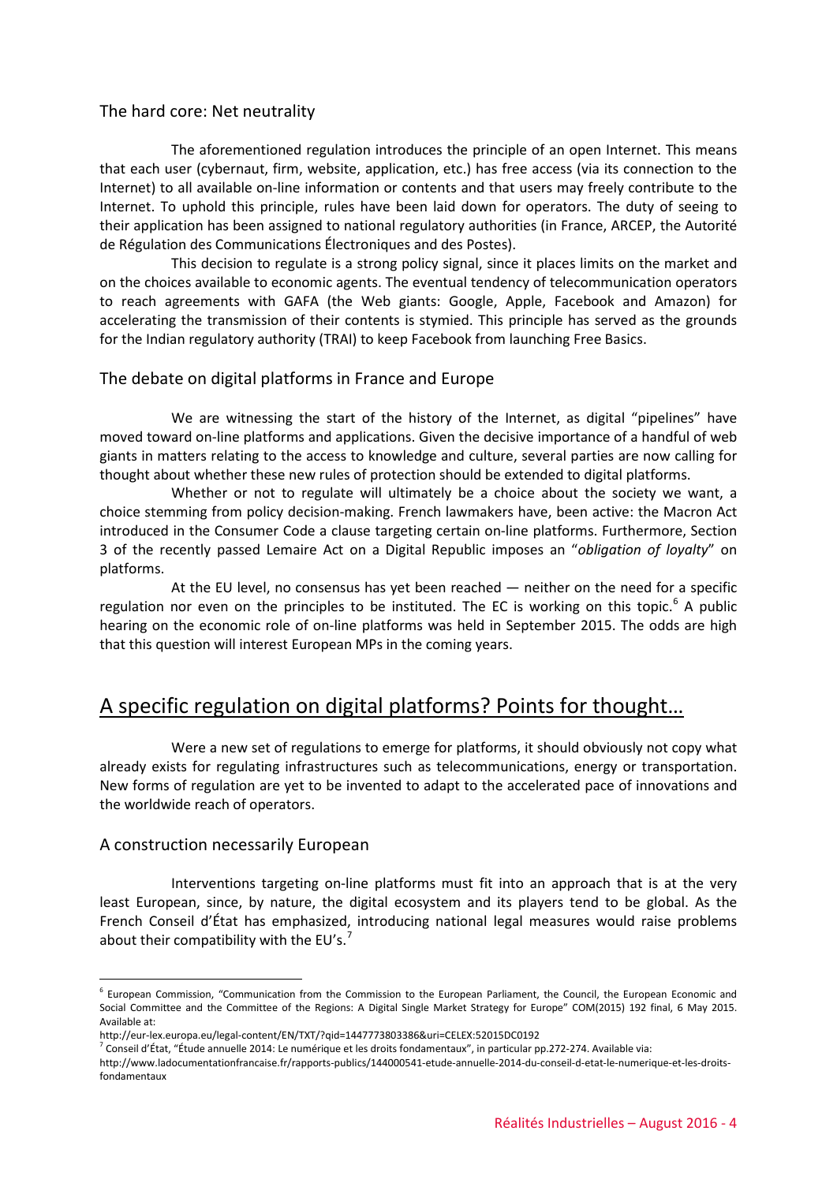### The hard core: Net neutrality

The aforementioned regulation introduces the principle of an open Internet. This means that each user (cybernaut, firm, website, application, etc.) has free access (via its connection to the Internet) to all available on-line information or contents and that users may freely contribute to the Internet. To uphold this principle, rules have been laid down for operators. The duty of seeing to their application has been assigned to national regulatory authorities (in France, ARCEP, the Autorité de Régulation des Communications Électroniques and des Postes).

This decision to regulate is a strong policy signal, since it places limits on the market and on the choices available to economic agents. The eventual tendency of telecommunication operators to reach agreements with GAFA (the Web giants: Google, Apple, Facebook and Amazon) for accelerating the transmission of their contents is stymied. This principle has served as the grounds for the Indian regulatory authority (TRAI) to keep Facebook from launching Free Basics.

### The debate on digital platforms in France and Europe

We are witnessing the start of the history of the Internet, as digital "pipelines" have moved toward on-line platforms and applications. Given the decisive importance of a handful of web giants in matters relating to the access to knowledge and culture, several parties are now calling for thought about whether these new rules of protection should be extended to digital platforms.

Whether or not to regulate will ultimately be a choice about the society we want, a choice stemming from policy decision-making. French lawmakers have, been active: the Macron Act introduced in the Consumer Code a clause targeting certain on-line platforms. Furthermore, Section 3 of the recently passed Lemaire Act on a Digital Republic imposes an "*obligation of loyalty*" on platforms.

At the EU level, no consensus has yet been reached — neither on the need for a specific regulation nor even on the principles to be instituted. The EC is working on this topic.[6] A public hearing on the economic role of on-line platforms was held in September 2015. The odds are high that this question will interest European MPs in the coming years.

## A specific regulation on digital platforms? Points for thought…

Were a new set of regulations to emerge for platforms, it should obviously not copy what already exists for regulating infrastructures such as telecommunications, energy or transportation. New forms of regulation are yet to be invented to adapt to the accelerated pace of innovations and the worldwide reach of operators.

### A construction necessarily European

Interventions targeting on-line platforms must fit into an approach that is at the very least European, since, by nature, the digital ecosystem and its players tend to be global. As the French Conseil d'État has emphasized, introducing national legal measures would raise problems about their compatibility with the EU's.[7]

---

[6] European Commission, "Communication from the Commission to the European Parliament, the Council, the European Economic and Social Committee and the Committee of the Regions: A Digital Single Market Strategy for Europe" COM(2015) 192 final, 6 May 2015. Available at:
http://eur-lex.europa.eu/legal-content/EN/TXT/?qid=1447773803386&uri=CELEX:52015DC0192

[7] Conseil d'État, "Étude annuelle 2014: Le numérique et les droits fondamentaux", in particular pp.272-274. Available via:
http://www.ladocumentationfrancaise.fr/rapports-publics/144000541-etude-annuelle-2014-du-conseil-d-etat-le-numerique-et-les-droits-fondamentaux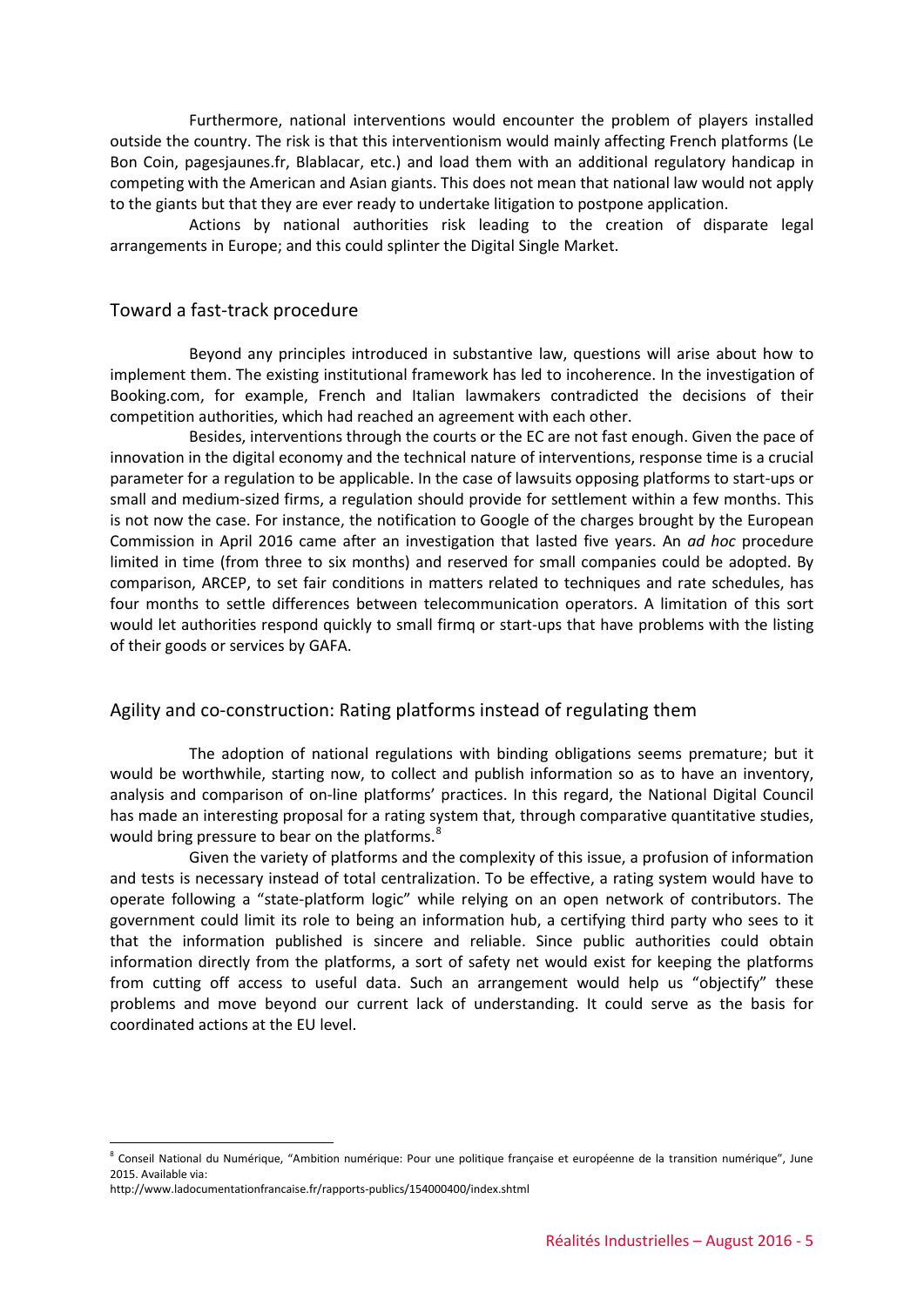Furthermore, national interventions would encounter the problem of players installed outside the country. The risk is that this interventionism would mainly affecting French platforms (Le Bon Coin, pagesjaunes.fr, Blablacar, etc.) and load them with an additional regulatory handicap in competing with the American and Asian giants. This does not mean that national law would not apply to the giants but that they are ever ready to undertake litigation to postpone application.

Actions by national authorities risk leading to the creation of disparate legal arrangements in Europe; and this could splinter the Digital Single Market.

## Toward a fast-track procedure

Beyond any principles introduced in substantive law, questions will arise about how to implement them. The existing institutional framework has led to incoherence. In the investigation of Booking.com, for example, French and Italian lawmakers contradicted the decisions of their competition authorities, which had reached an agreement with each other.

Besides, interventions through the courts or the EC are not fast enough. Given the pace of innovation in the digital economy and the technical nature of interventions, response time is a crucial parameter for a regulation to be applicable. In the case of lawsuits opposing platforms to start-ups or small and medium-sized firms, a regulation should provide for settlement within a few months. This is not now the case. For instance, the notification to Google of the charges brought by the European Commission in April 2016 came after an investigation that lasted five years. An *ad hoc* procedure limited in time (from three to six months) and reserved for small companies could be adopted. By comparison, ARCEP, to set fair conditions in matters related to techniques and rate schedules, has four months to settle differences between telecommunication operators. A limitation of this sort would let authorities respond quickly to small firmq or start-ups that have problems with the listing of their goods or services by GAFA.

## Agility and co-construction: Rating platforms instead of regulating them

The adoption of national regulations with binding obligations seems premature; but it would be worthwhile, starting now, to collect and publish information so as to have an inventory, analysis and comparison of on-line platforms' practices. In this regard, the National Digital Council has made an interesting proposal for a rating system that, through comparative quantitative studies, would bring pressure to bear on the platforms.[8]

Given the variety of platforms and the complexity of this issue, a profusion of information and tests is necessary instead of total centralization. To be effective, a rating system would have to operate following a "state-platform logic" while relying on an open network of contributors. The government could limit its role to being an information hub, a certifying third party who sees to it that the information published is sincere and reliable. Since public authorities could obtain information directly from the platforms, a sort of safety net would exist for keeping the platforms from cutting off access to useful data. Such an arrangement would help us "objectify" these problems and move beyond our current lack of understanding. It could serve as the basis for coordinated actions at the EU level.

---

[8] Conseil National du Numérique, "Ambition numérique: Pour une politique française et européenne de la transition numérique", June 2015. Available via:
http://www.ladocumentationfrancaise.fr/rapports-publics/154000400/index.shtml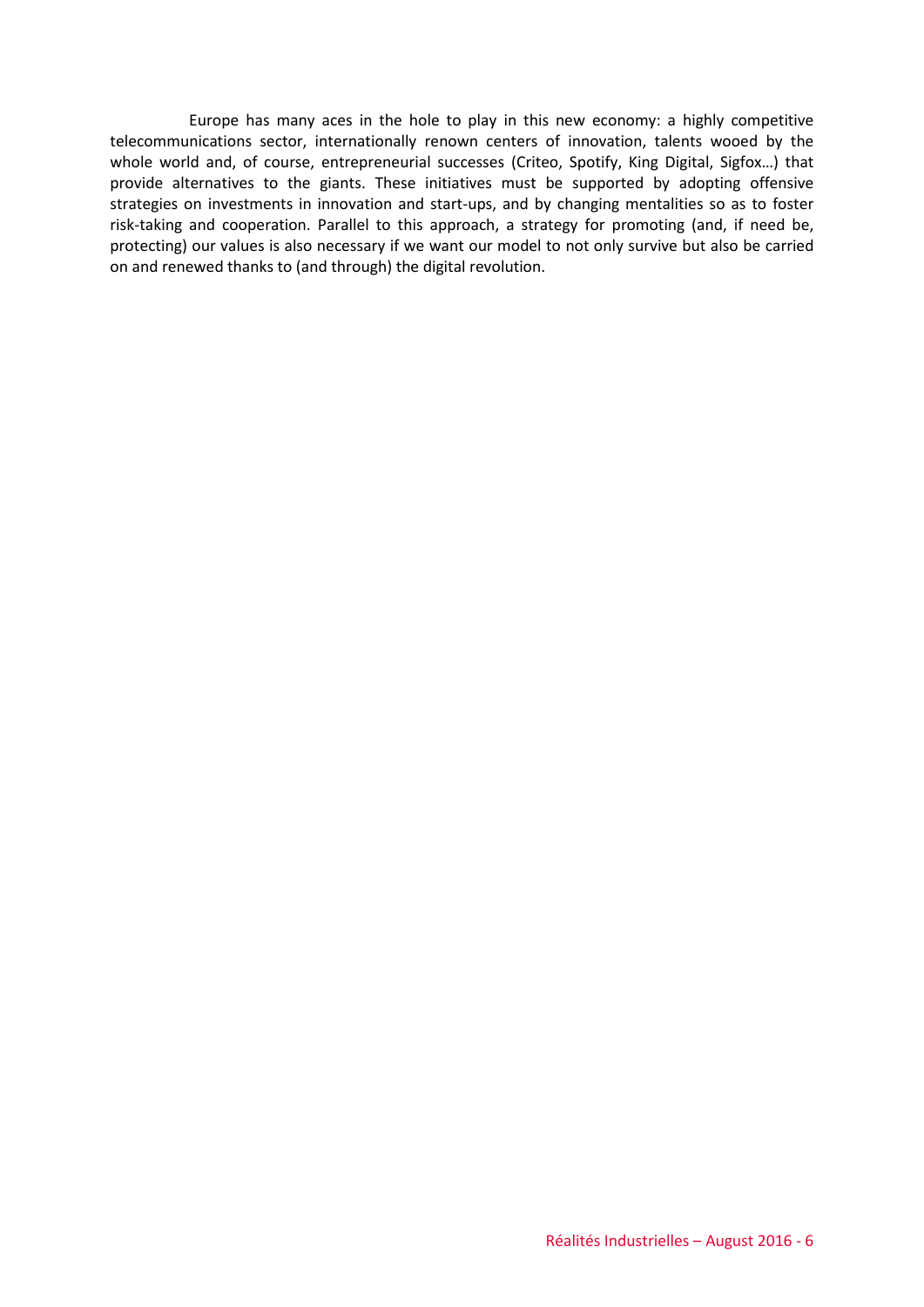Europe has many aces in the hole to play in this new economy: a highly competitive telecommunications sector, internationally renown centers of innovation, talents wooed by the whole world and, of course, entrepreneurial successes (Criteo, Spotify, King Digital, Sigfox…) that provide alternatives to the giants. These initiatives must be supported by adopting offensive strategies on investments in innovation and start-ups, and by changing mentalities so as to foster risk-taking and cooperation. Parallel to this approach, a strategy for promoting (and, if need be, protecting) our values is also necessary if we want our model to not only survive but also be carried on and renewed thanks to (and through) the digital revolution.